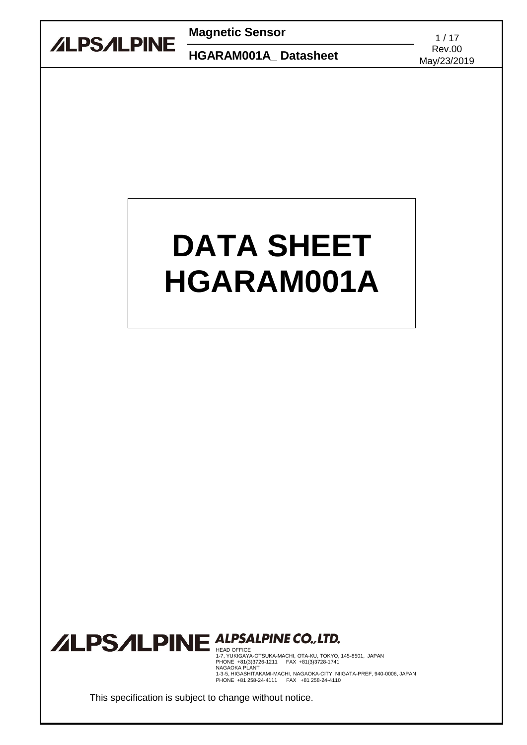# DATA SHEET
# HGARAM001A

ALPSALPINE CO.,LTD.

HEAD OFFICE
1-7, YUKIGAYA-OTSUKA-MACHI, OTA-KU, TOKYO, 145-8501, JAPAN
PHONE +81(3)3726-1211 FAX +81(3)3728-1741
NAGAOKA PLANT
1-3-5, HIGASHITAKAMI-MACHI, NAGAOKA-CITY, NIIGATA-PREF, 940-0006, JAPAN
PHONE +81 258-24-4111 FAX +81 258-24-4110

This specification is subject to change without notice.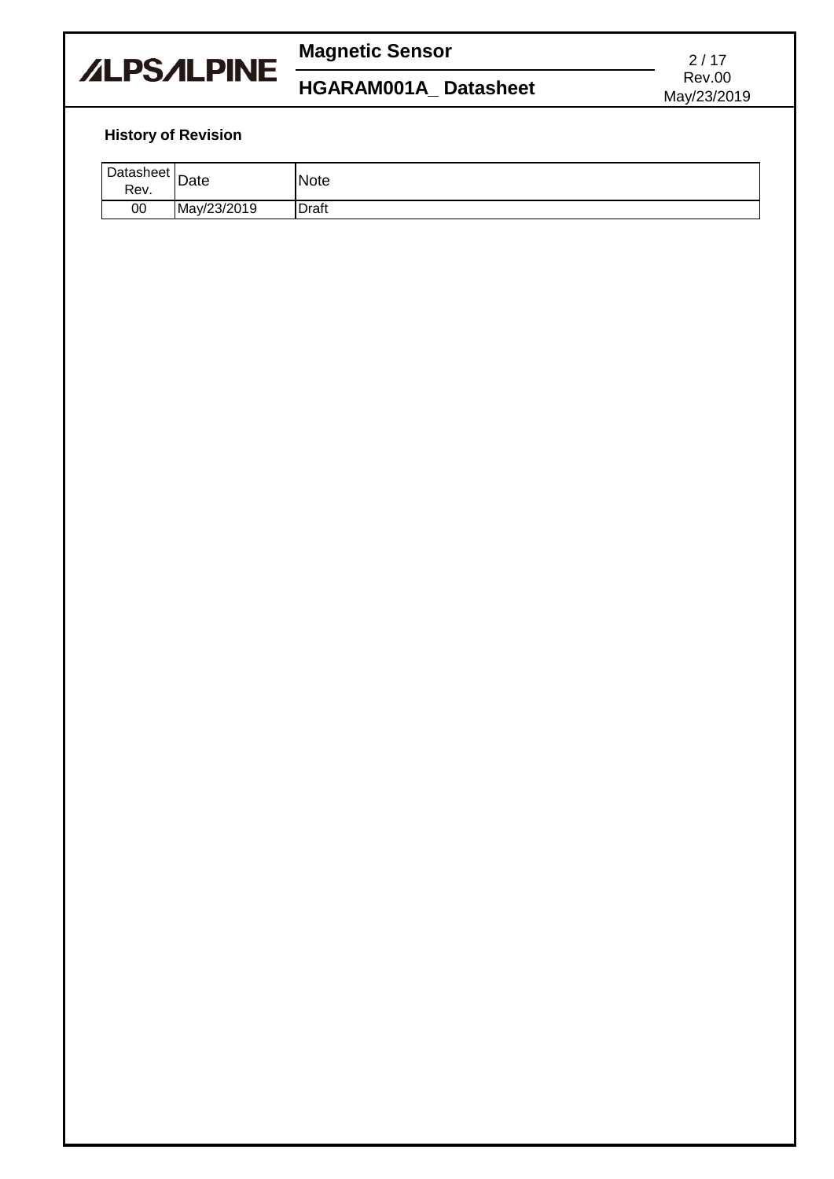### History of Revision

| Datasheet Rev. | Date | Note |
|---|---|---|
| 00 | May/23/2019 | Draft |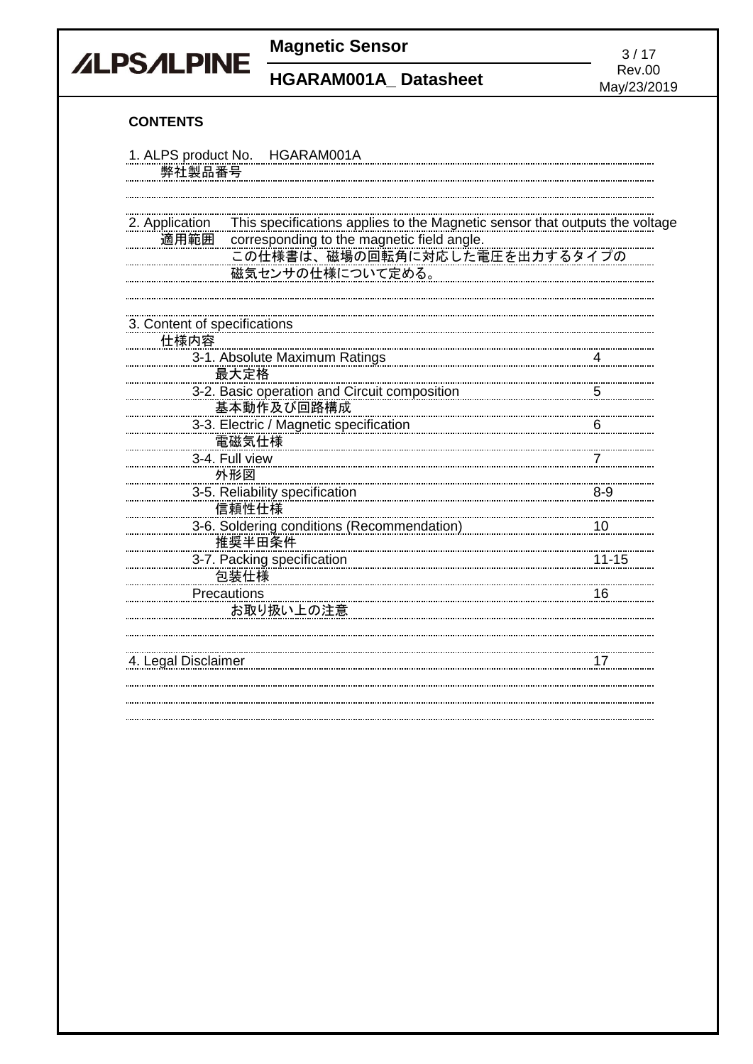**CONTENTS**

1. ALPS product No.　HGARAM001A
   弊社製品番号

2. Application　This specifications applies to the Magnetic sensor that outputs the voltage
   適用範囲　corresponding to the magnetic field angle.
   この仕様書は、磁場の回転角に対応した電圧を出力するタイプの
   磁気センサの仕様について定める。

3. Content of specifications
   仕様内容

| | |
|---|---|
| 3-1. Absolute Maximum Ratings<br>最大定格 | 4 |
| 3-2. Basic operation and Circuit composition<br>基本動作及び回路構成 | 5 |
| 3-3. Electric / Magnetic specification<br>電磁気仕様 | 6 |
| 3-4. Full view<br>外形図 | 7 |
| 3-5. Reliability specification<br>信頼性仕様 | 8-9 |
| 3-6. Soldering conditions (Recommendation)<br>推奨半田条件 | 10 |
| 3-7. Packing specification<br>包装仕様 | 11-15 |
| Precautions<br>お取り扱い上の注意 | 16 |

4. Legal Disclaimer　17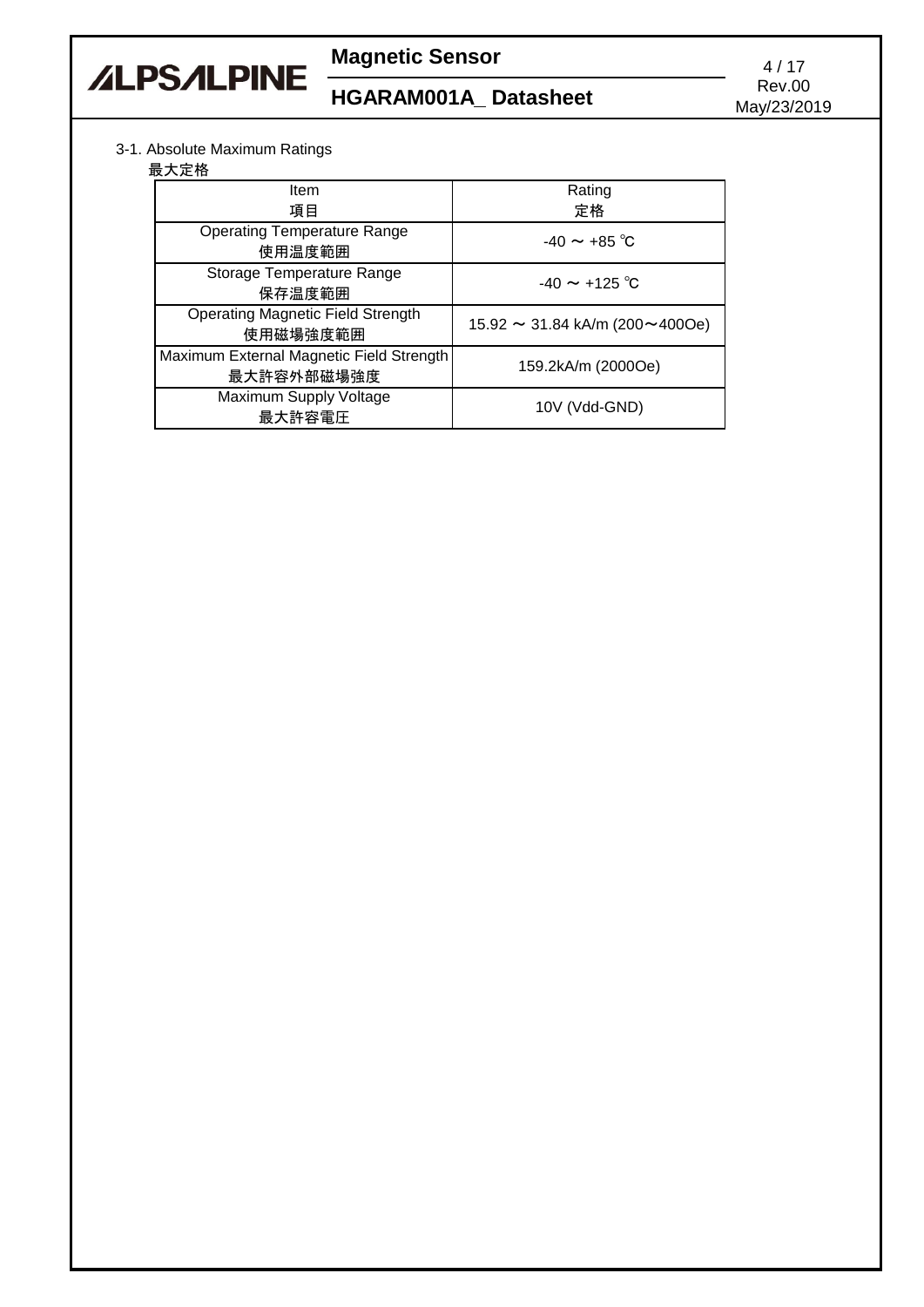3-1. Absolute Maximum Ratings

最大定格

| Item<br>項目 | Rating<br>定格 |
|---|---|
| Operating Temperature Range<br>使用温度範囲 | -40 ～ +85 ℃ |
| Storage Temperature Range<br>保存温度範囲 | -40 ～ +125 ℃ |
| Operating Magnetic Field Strength<br>使用磁場強度範囲 | 15.92 ～ 31.84 kA/m (200～400Oe) |
| Maximum External Magnetic Field Strength<br>最大許容外部磁場強度 | 159.2kA/m (2000Oe) |
| Maximum Supply Voltage<br>最大許容電圧 | 10V (Vdd-GND) |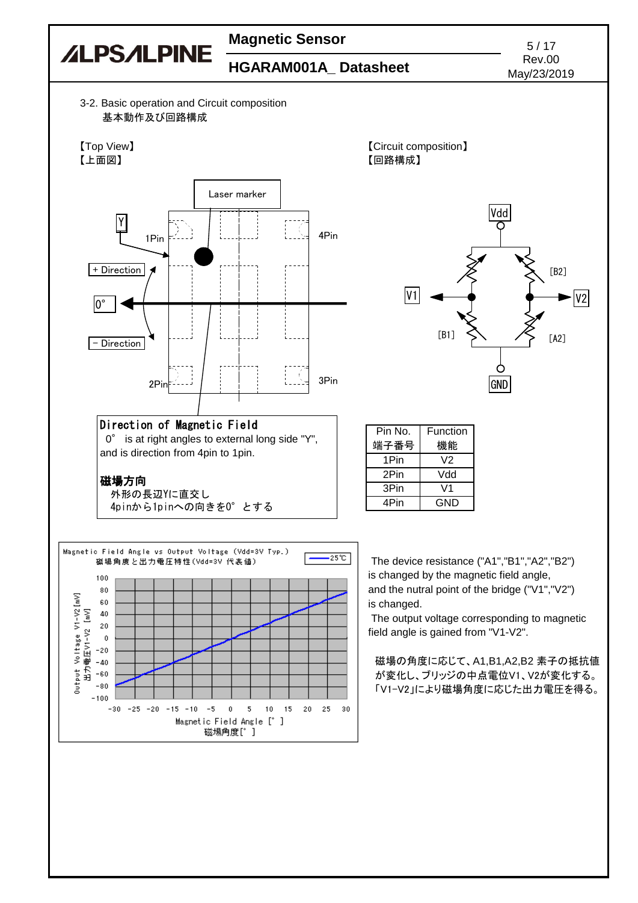3-2. Basic operation and Circuit composition
基本動作及び回路構成

【Top View】
【上面図】

Laser marker

Y

1Pin

4Pin

+ Direction

0°

− Direction

2Pin

3Pin

【Circuit composition】
【回路構成】

Vdd

[B2]

V1

V2

[B1]

[A2]

GND

**Direction of Magnetic Field**

0° is at right angles to external long side "Y", and is direction from 4pin to 1pin.

**磁場方向**

外形の長辺Yに直交し
4pinから1pinへの向きを0° とする

| Pin No.<br>端子番号 | Function<br>機能 |
|---|---|
| 1Pin | V2 |
| 2Pin | Vdd |
| 3Pin | V1 |
| 4Pin | GND |

Magnetic Field Angle vs Output Voltage (Vdd=3V Typ.)
磁場角度と出力電圧特性(Vdd=3V 代表値)

25℃

Output Voltage V1-V2 [mV]
出力電圧V1-V2 [mV]

Magnetic Field Angle [° ]
磁場角度[° ]

The device resistance ("A1","B1","A2","B2") is changed by the magnetic field angle, and the nutral point of the bridge ("V1","V2") is changed.
The output voltage corresponding to magnetic field angle is gained from "V1-V2".

磁場の角度に応じて、A1,B1,A2,B2 素子の抵抗値が変化し、ブリッジの中点電位V1、V2が変化する。「V1-V2」により磁場角度に応じた出力電圧を得る。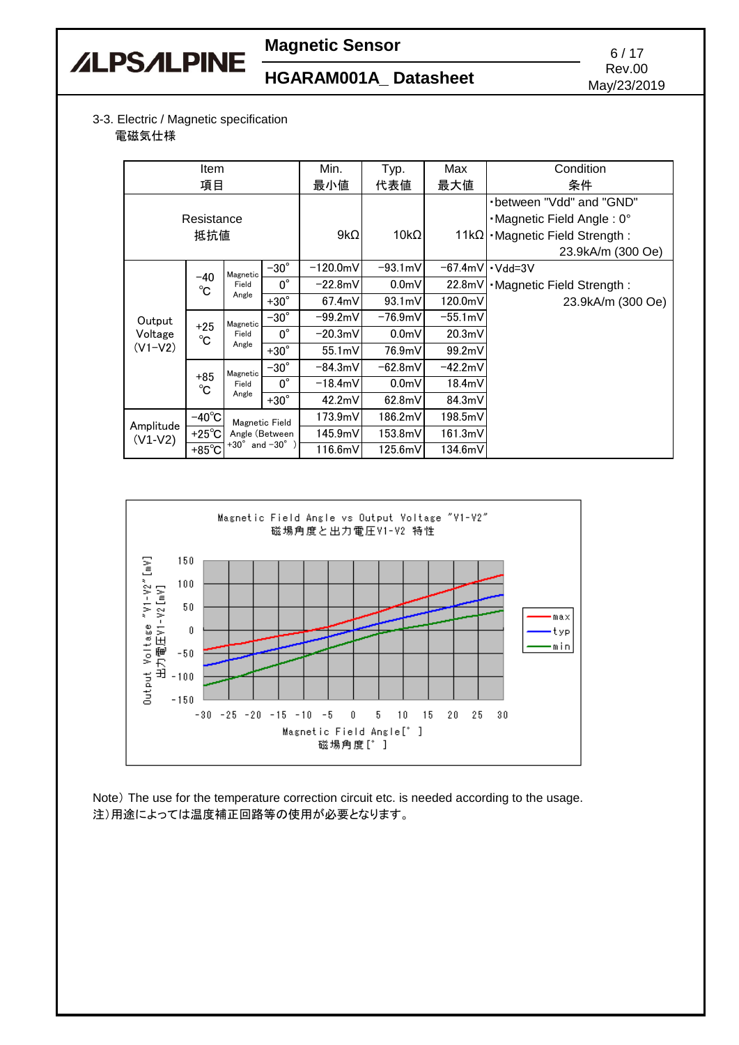3-3. Electric / Magnetic specification
電磁気仕様

| Item 項目 | | | | Min. 最小値 | Typ. 代表値 | Max 最大値 | Condition 条件 |
|---|---|---|---|---|---|---|---|
| Resistance 抵抗値 | | | | 9kΩ | 10kΩ | 11kΩ | ・between "Vdd" and "GND" ・Magnetic Field Angle : 0° ・Magnetic Field Strength : 23.9kA/m (300 Oe) |
| Output Voltage (V1-V2) | -40 ℃ | Magnetic Field Angle | -30° | -120.0mV | -93.1mV | -67.4mV | ・Vdd=3V ・Magnetic Field Strength : 23.9kA/m (300 Oe) |
| | | | 0° | -22.8mV | 0.0mV | 22.8mV | |
| | | | +30° | 67.4mV | 93.1mV | 120.0mV | |
| | +25 ℃ | Magnetic Field Angle | -30° | -99.2mV | -76.9mV | -55.1mV | |
| | | | 0° | -20.3mV | 0.0mV | 20.3mV | |
| | | | +30° | 55.1mV | 76.9mV | 99.2mV | |
| | +85 ℃ | Magnetic Field Angle | -30° | -84.3mV | -62.8mV | -42.2mV | |
| | | | 0° | -18.4mV | 0.0mV | 18.4mV | |
| | | | +30° | 42.2mV | 62.8mV | 84.3mV | |
| Amplitude (V1-V2) | -40℃ | Magnetic Field Angle (Between +30° and -30° ) | | 173.9mV | 186.2mV | 198.5mV | |
| | +25℃ | | | 145.9mV | 153.8mV | 161.3mV | |
| | +85℃ | | | 116.6mV | 125.6mV | 134.6mV | |

Magnetic Field Angle vs Output Voltage "V1-V2"
磁場角度と出力電圧V1-V2 特性

Note) The use for the temperature correction circuit etc. is needed according to the usage.
注)用途によっては温度補正回路等の使用が必要となります。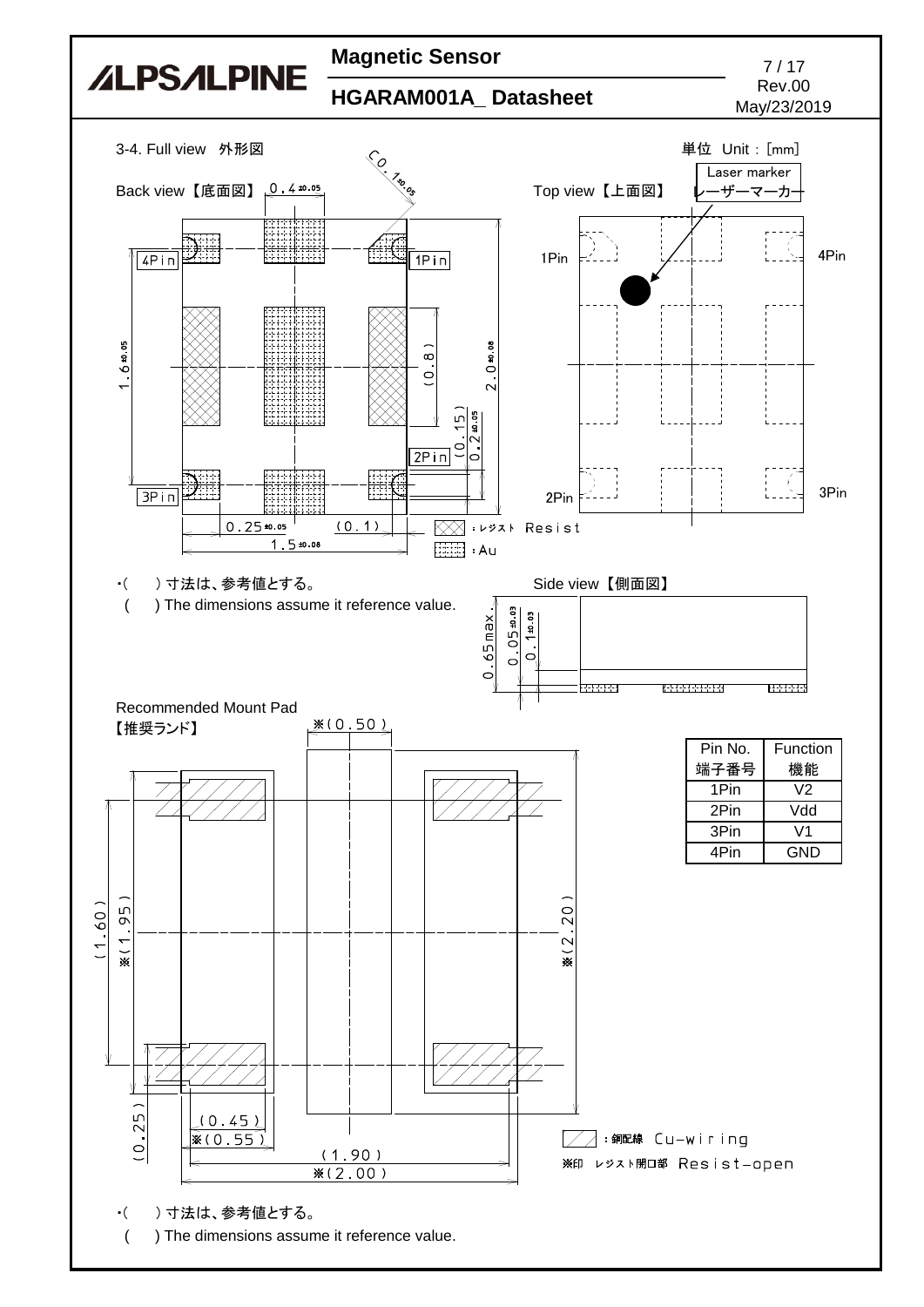3-4. Full view 外形図

単位 Unit : [mm]

Back view【底面図】

Top view【上面図】

Laser marker レーザーマーカー

1Pin 4Pin 2Pin 3Pin

: レジスト Resist

: Au

・( ) 寸法は、参考値とする。

( ) The dimensions assume it reference value.

Side view【側面図】

Recommended Mount Pad 【推奨ランド】

| Pin No. 端子番号 | Function 機能 |
|---|---|
| 1Pin | V2 |
| 2Pin | Vdd |
| 3Pin | V1 |
| 4Pin | GND |

: 銅配線 Cu-wiring

※印 レジスト開口部 Resist-open

・( ) 寸法は、参考値とする。

( ) The dimensions assume it reference value.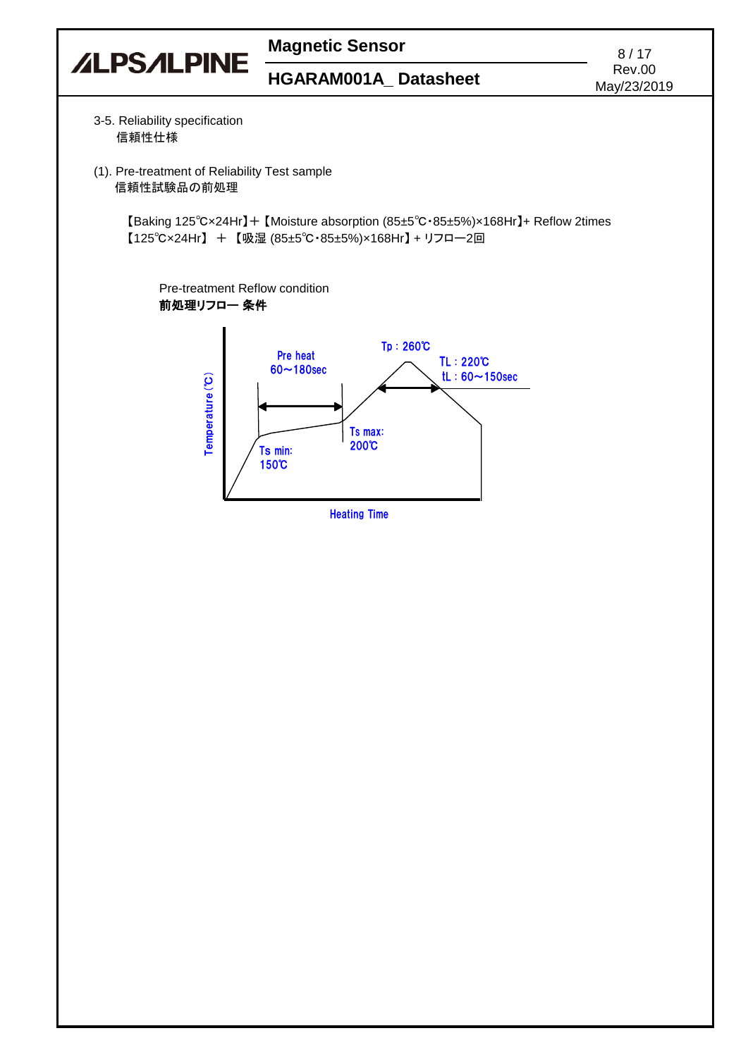3-5. Reliability specification
信頼性仕様

(1). Pre-treatment of Reliability Test sample
信頼性試験品の前処理

【Baking 125℃×24Hr】+【Moisture absorption (85±5℃・85±5%)×168Hr】+ Reflow 2times
【125℃×24Hr】 + 【吸湿 (85±5℃・85±5%)×168Hr】+ リフロー2回

Pre-treatment Reflow condition
**前処理リフロー 条件**

Tp : 260℃
TL : 220℃
tL : 60～150sec
Pre heat 60～180sec
Ts max: 200℃
Ts min: 150℃
Temperature (℃)
Heating Time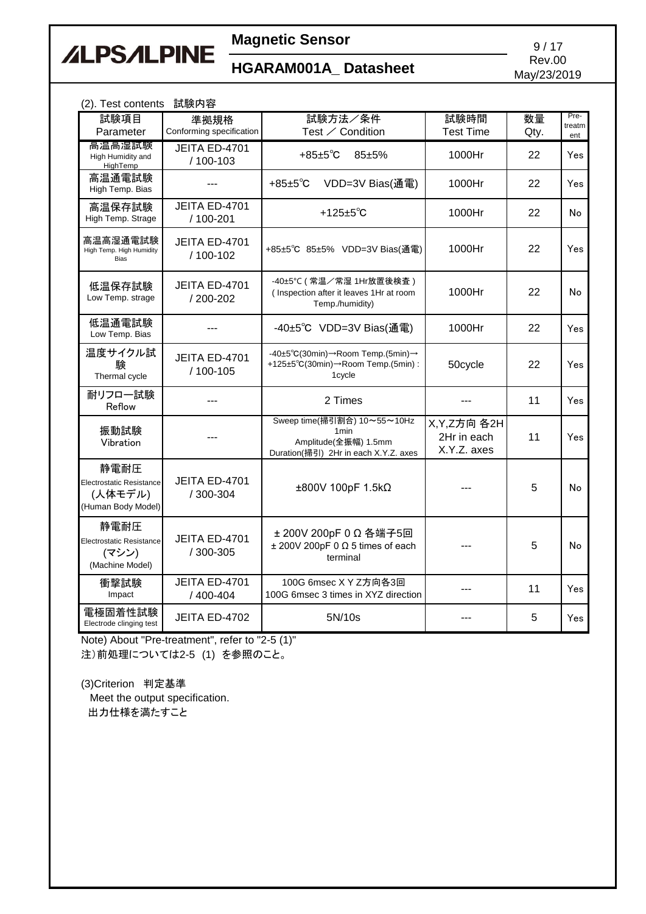(2). Test contents　試験内容

| 試験項目<br>Parameter | 準拠規格<br>Conforming specification | 試験方法／条件<br>Test ／ Condition | 試験時間<br>Test Time | 数量<br>Qty. | Pre-treatment |
|---|---|---|---|---|---|
| 高温高湿試験<br>High Humidity and HighTemp | JEITA ED-4701<br>/ 100-103 | +85±5℃　85±5% | 1000Hr | 22 | Yes |
| 高温通電試験<br>High Temp. Bias | --- | +85±5℃　VDD=3V Bias(通電) | 1000Hr | 22 | Yes |
| 高温保存試験<br>High Temp. Strage | JEITA ED-4701<br>/ 100-201 | +125±5℃ | 1000Hr | 22 | No |
| 高温高湿通電試験<br>High Temp. High Humidity Bias | JEITA ED-4701<br>/ 100-102 | +85±5℃ 85±5% VDD=3V Bias(通電) | 1000Hr | 22 | Yes |
| 低温保存試験<br>Low Temp. strage | JEITA ED-4701<br>/ 200-202 | -40±5°C ( 常温／常湿 1Hr放置後検査 )<br>( Inspection after it leaves 1Hr at room Temp./humidity) | 1000Hr | 22 | No |
| 低温通電試験<br>Low Temp. Bias | --- | -40±5℃　VDD=3V Bias(通電) | 1000Hr | 22 | Yes |
| 温度サイクル試験<br>Thermal cycle | JEITA ED-4701<br>/ 100-105 | -40±5℃(30min)→Room Temp.(5min)→ +125±5℃(30min)→Room Temp.(5min) : 1cycle | 50cycle | 22 | Yes |
| 耐リフロー試験<br>Reflow | --- | 2 Times | --- | 11 | Yes |
| 振動試験<br>Vibration | --- | Sweep time(掃引割合) 10～55～10Hz 1min<br>Amplitude(全振幅) 1.5mm<br>Duration(掃引) 2Hr in each X.Y.Z. axes | X,Y,Z方向 各2H<br>2Hr in each X.Y.Z. axes | 11 | Yes |
| 静電耐圧<br>Electrostatic Resistance<br>(人体モデル)<br>(Human Body Model) | JEITA ED-4701<br>/ 300-304 | ±800V 100pF 1.5kΩ | --- | 5 | No |
| 静電耐圧<br>Electrostatic Resistance<br>(マシン)<br>(Machine Model) | JEITA ED-4701<br>/ 300-305 | ± 200V 200pF 0 Ω 各端子5回<br>± 200V 200pF 0 Ω 5 times of each terminal | --- | 5 | No |
| 衝撃試験<br>Impact | JEITA ED-4701<br>/ 400-404 | 100G 6msec X Y Z方向各3回<br>100G 6msec 3 times in XYZ direction | --- | 11 | Yes |
| 電極固着性試験<br>Electrode clinging test | JEITA ED-4702 | 5N/10s | --- | 5 | Yes |

Note) About "Pre-treatment", refer to "2-5 (1)"
注）前処理については2-5 (1) を参照のこと。

(3)Criterion　判定基準
　Meet the output specification.
　出力仕様を満たすこと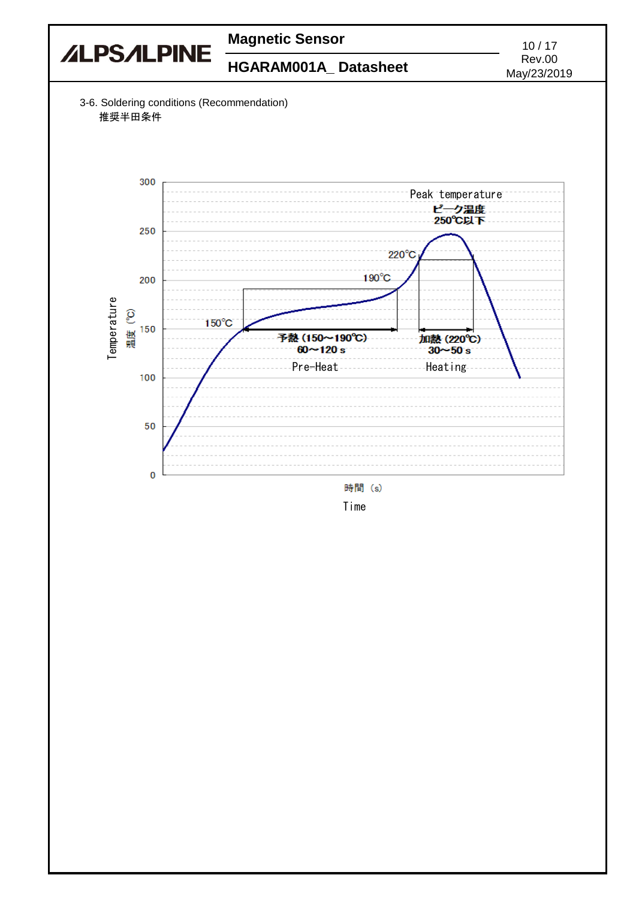3-6. Soldering conditions (Recommendation)
推奨半田条件

Peak temperature
ピーク温度
250℃以下

220℃

190℃

150℃

予熱（150～190℃）
60～120 s
Pre-Heat

加熱（220℃）
30～50 s
Heating

Temperature
温度（℃）

時間（s）
Time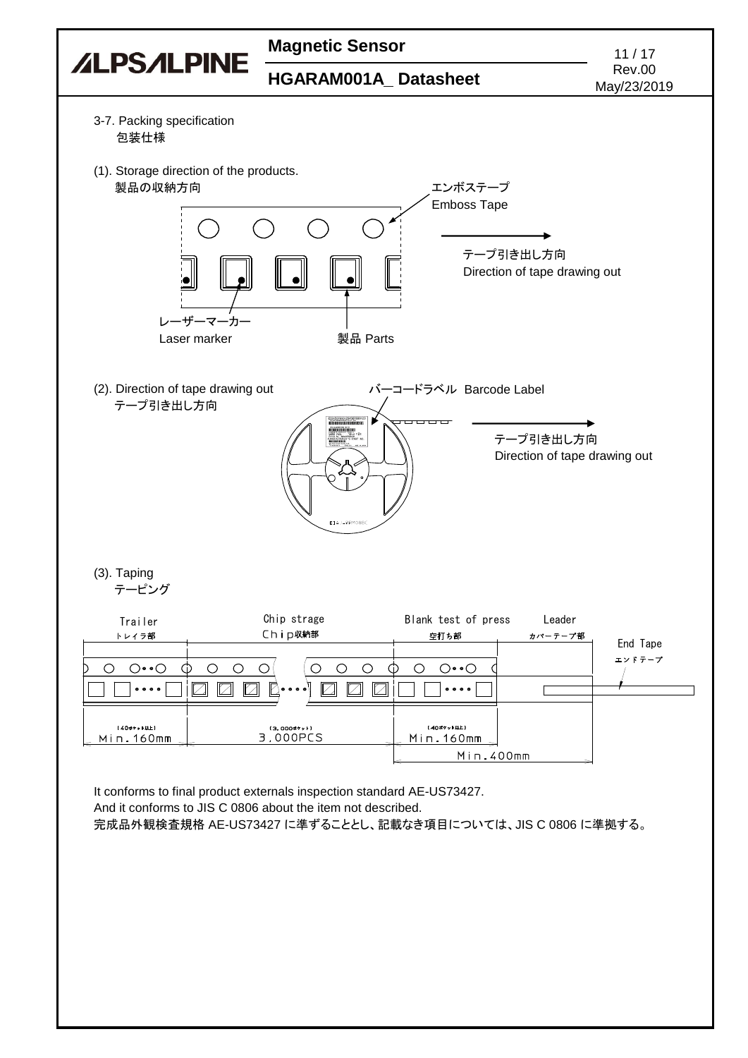3-7. Packing specification
包装仕様

(1). Storage direction of the products.
製品の収納方向

エンボステープ
Emboss Tape

テープ引き出し方向
Direction of tape drawing out

レーザーマーカー
Laser marker

製品 Parts

(2). Direction of tape drawing out
テープ引き出し方向

バーコードラベル Barcode Label

テープ引き出し方向
Direction of tape drawing out

(3). Taping
テーピング

| Trailer トレイラ部 | Chip strage Chip収納部 | Blank test of press 空打ち部 | Leader カバーテープ部 | End Tape エンドテープ |
|---|---|---|---|---|
| (40ポケット以上) Min.160mm | (3,000ポケット) 3,000PCS | (40ポケット以上) Min.160mm | | |
| | | Min.400mm | | |

It conforms to final product externals inspection standard AE-US73427.
And it conforms to JIS C 0806 about the item not described.
完成品外観検査規格 AE-US73427 に準ずることとし、記載なき項目については、JIS C 0806 に準拠する。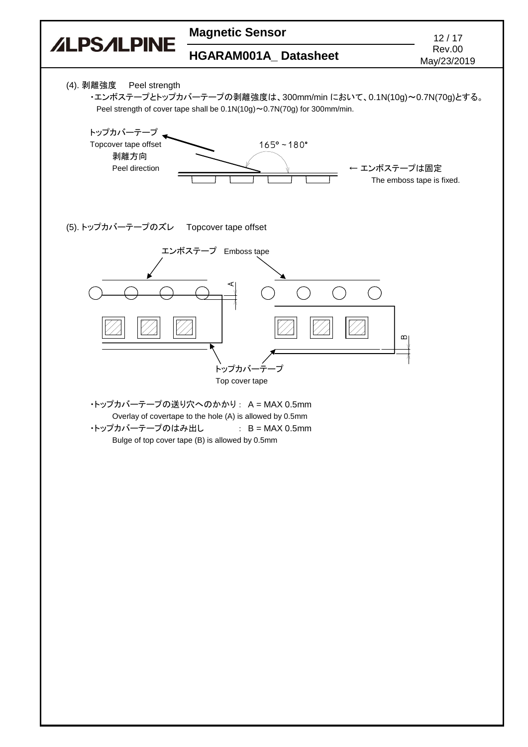(4). 剥離強度　Peel strength

・エンボステープとトップカバーテープの剥離強度は、300mm/min において、0.1N(10g)～0.7N(70g)とする。
Peel strength of cover tape shall be 0.1N(10g)～0.7N(70g) for 300mm/min.

トップカバーテープ
Topcover tape offset
剥離方向
Peel direction

165°～180°

← エンボステープは固定
The emboss tape is fixed.

(5). トップカバーテープのズレ　Topcover tape offset

エンボステープ　Emboss tape

A

B

トップカバーテープ
Top cover tape

・トップカバーテープの送り穴へのかかり：　A = MAX 0.5mm
Overlay of covertape to the hole (A) is allowed by 0.5mm

・トップカバーテープのはみ出し　　　：　B = MAX 0.5mm
Bulge of top cover tape (B) is allowed by 0.5mm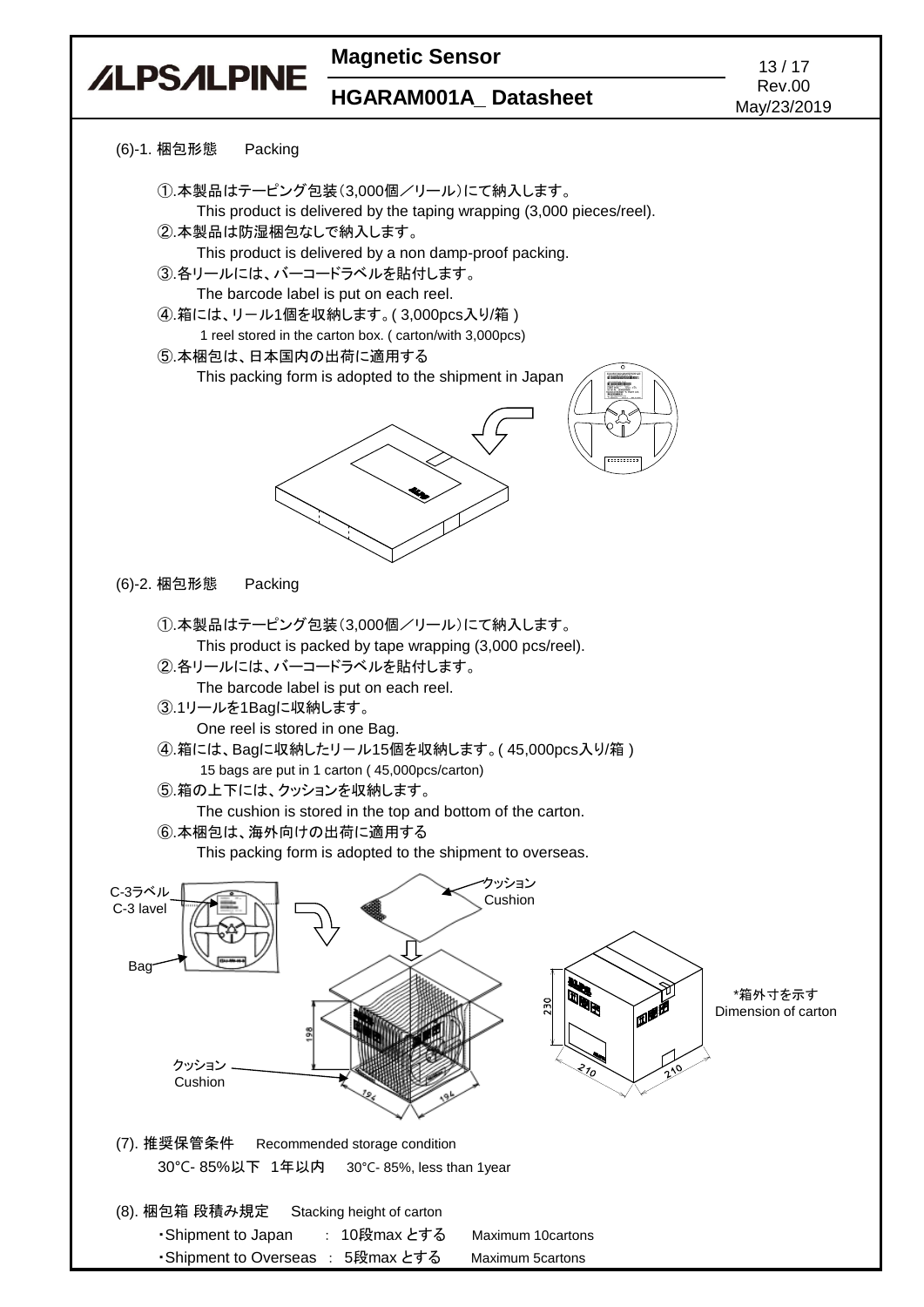(6)-1. 梱包形態　Packing

①.本製品はテーピング包装(3,000個／リール)にて納入します。
This product is delivered by the taping wrapping (3,000 pieces/reel).

②.本製品は防湿梱包なしで納入します。
This product is delivered by a non damp-proof packing.

③.各リールには、バーコードラベルを貼付します。
The barcode label is put on each reel.

④.箱には、リール1個を収納します。( 3,000pcs入り/箱 )
1 reel stored in the carton box. ( carton/with 3,000pcs)

⑤.本梱包は、日本国内の出荷に適用する
This packing form is adopted to the shipment in Japan

(6)-2. 梱包形態　Packing

①.本製品はテーピング包装(3,000個／リール)にて納入します。
This product is packed by tape wrapping (3,000 pcs/reel).

②.各リールには、バーコードラベルを貼付します。
The barcode label is put on each reel.

③.1リールを1Bagに収納します。
One reel is stored in one Bag.

④.箱には、Bagに収納したリール15個を収納します。( 45,000pcs入り/箱 )
15 bags are put in 1 carton ( 45,000pcs/carton)

⑤.箱の上下には、クッションを収納します。
The cushion is stored in the top and bottom of the carton.

⑥.本梱包は、海外向けの出荷に適用する
This packing form is adopted to the shipment to overseas.

C-3ラベル C-3 lavel

Bag

クッション Cushion

クッション Cushion

198　194　194　230　210　210

*箱外寸を示す
Dimension of carton

(7). 推奨保管条件　Recommended storage condition

30℃- 85%以下　1年以内　30℃- 85%, less than 1year

(8). 梱包箱 段積み規定　Stacking height of carton

- Shipment to Japan　：10段max とする　Maximum 10cartons
- Shipment to Overseas　：5段max とする　Maximum 5cartons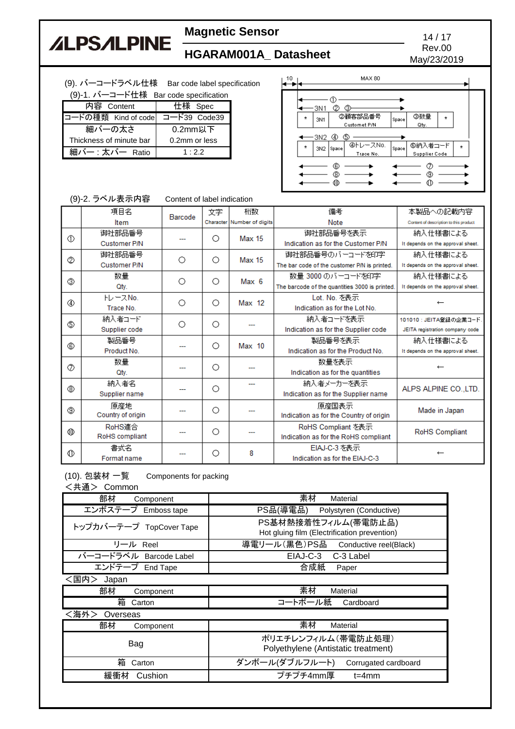(9). バーコードラベル仕様　Bar code label specification

(9)-1. バーコード仕様　Bar code specification

| 内容 Content | 仕様 Spec |
|---|---|
| コードの種類 Kind of code | コード39 Code39 |
| 細バーの太さ Thickness of minute bar | 0.2mm以下 0.2mm or less |
| 細バー：太バー Ratio | 1：2.2 |

10　MAX 80

①
3N1 ② ③

| * | 3N1 | ②顧客部品番号 Customet P/N | Space | ③数量 Qty. | * |
|---|---|---|---|---|---|

3N2 ④ ⑤

| * | 3N2 | Space | ④トレースNo. Trace No. | Space | ⑤納入者コード Supplier Code | * |
|---|---|---|---|---|---|---|

⑥ ⑦
⑧ ⑨
⑩ ⑪

(9)-2. ラベル表示内容　Content of label indication

| | 項目名 Item | Barcode | 文字 Character | 桁数 Number of digits | 備考 Note | 本製品への記載内容 Content of description to this product |
|---|---|---|---|---|---|---|
| ① | 御社部品番号 Customer P/N | --- | ○ | Max 15 | 御社部品番号を表示 Indication as for the Customer P/N | 納入仕様書による It depends on the approval sheet. |
| ② | 御社部品番号 Customer P/N | ○ | ○ | Max 15 | 御社部品番号のバーコードを印字 The bar code of the customer P/N is printed. | 納入仕様書による It depends on the approval sheet. |
| ③ | 数量 Qty. | ○ | ○ | Max 6 | 数量 3000 のバーコードを印字 The barcode of the quantities 3000 is printed. | 納入仕様書による It depends on the approval sheet. |
| ④ | トレースNo. Trace No. | ○ | ○ | Max 12 | Lot. No. を表示 Indication as for the Lot No. | ← |
| ⑤ | 納入者コード Supplier code | ○ | ○ | --- | 納入者コードを表示 Indication as for the Supplier code | 101010：JEITA登録の企業コード JEITA registration company code |
| ⑥ | 製品番号 Product No. | --- | ○ | Max 10 | 製品番号を表示 Indication as for the Product No. | 納入仕様書による It depends on the approval sheet. |
| ⑦ | 数量 Qty. | --- | ○ | --- | 数量を表示 Indication as for the quantities | ← |
| ⑧ | 納入者名 Supplier name | --- | ○ | --- | 納入者メーカーを表示 Indication as for the Supplier name | ALPS ALPINE CO.,LTD. |
| ⑨ | 原産地 Country of origin | --- | ○ | --- | 原産国表示 Indication as for the Country of origin | Made in Japan |
| ⑩ | RoHS適合 RoHS compliant | --- | ○ | --- | RoHS Compliant を表示 Indication as for the RoHS compliant | RoHS Compliant |
| ⑪ | 書式名 Format name | --- | ○ | 8 | EIAJ-C-3 を表示 Indication as for the EIAJ-C-3 | ← |

(10). 包装材 一覧　Components for packing

＜共通＞ Common

| 部材 Component | 素材 Material |
|---|---|
| エンボステープ Emboss tape | PS品(導電品) Polystyren (Conductive) |
| トップカバーテープ TopCover Tape | PS基材熱接着性フィルム(帯電防止品) Hot gluing film (Electrification prevention) |
| リール Reel | 導電リール(黒色)PS品 Conductive reel(Black) |
| バーコードラベル Barcode Label | EIAJ-C-3 C-3 Label |
| エンドテープ End Tape | 合成紙 Paper |

＜国内＞ Japan

| 部材 Component | 素材 Material |
|---|---|
| 箱 Carton | コートボール紙 Cardboard |

＜海外＞ Overseas

| 部材 Component | 素材 Material |
|---|---|
| Bag | ポリエチレンフィルム(帯電防止処理) Polyethylene (Antistatic treatment) |
| 箱 Carton | ダンボール(ダブルフルート) Corrugated cardboard |
| 緩衝材 Cushion | プチプチ4mm厚 t=4mm |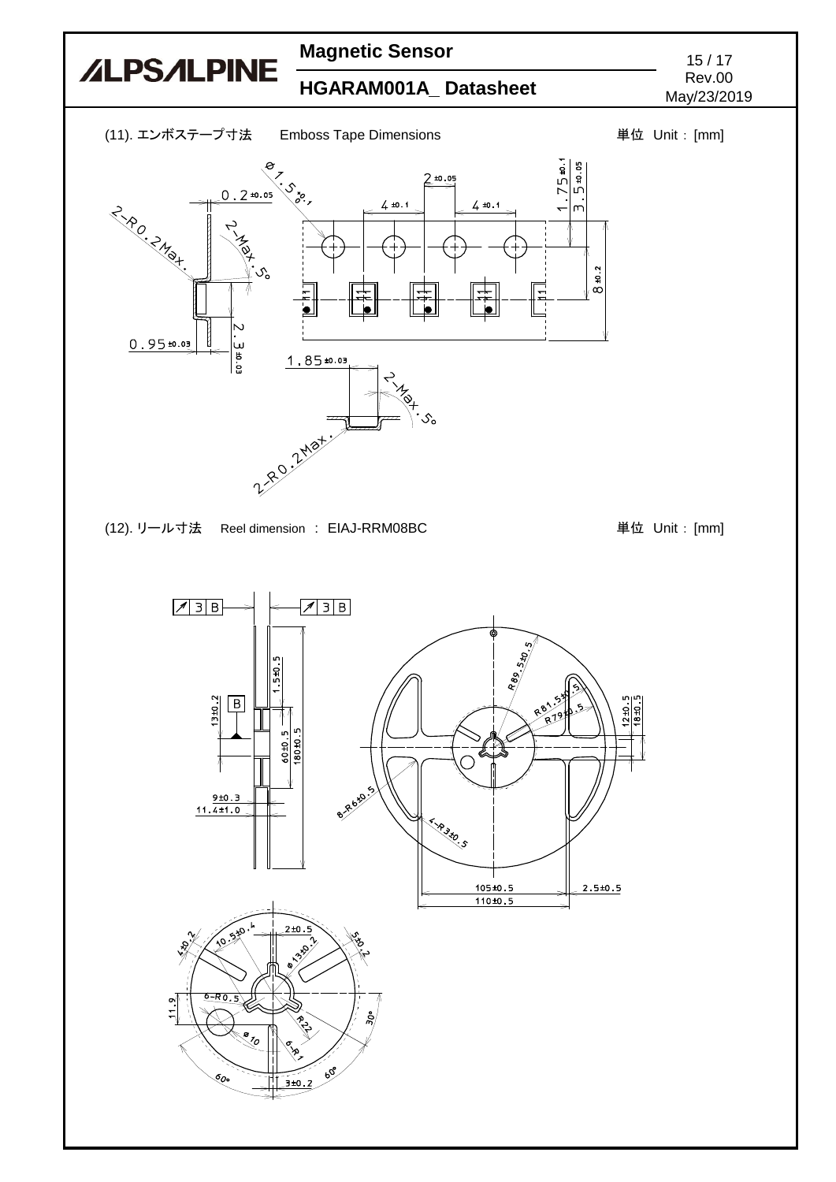(11). エンボステープ寸法　Emboss Tape Dimensions　　　　単位 Unit : [mm]

(12). リール寸法　Reel dimension : EIAJ-RRM08BC　　　　単位 Unit : [mm]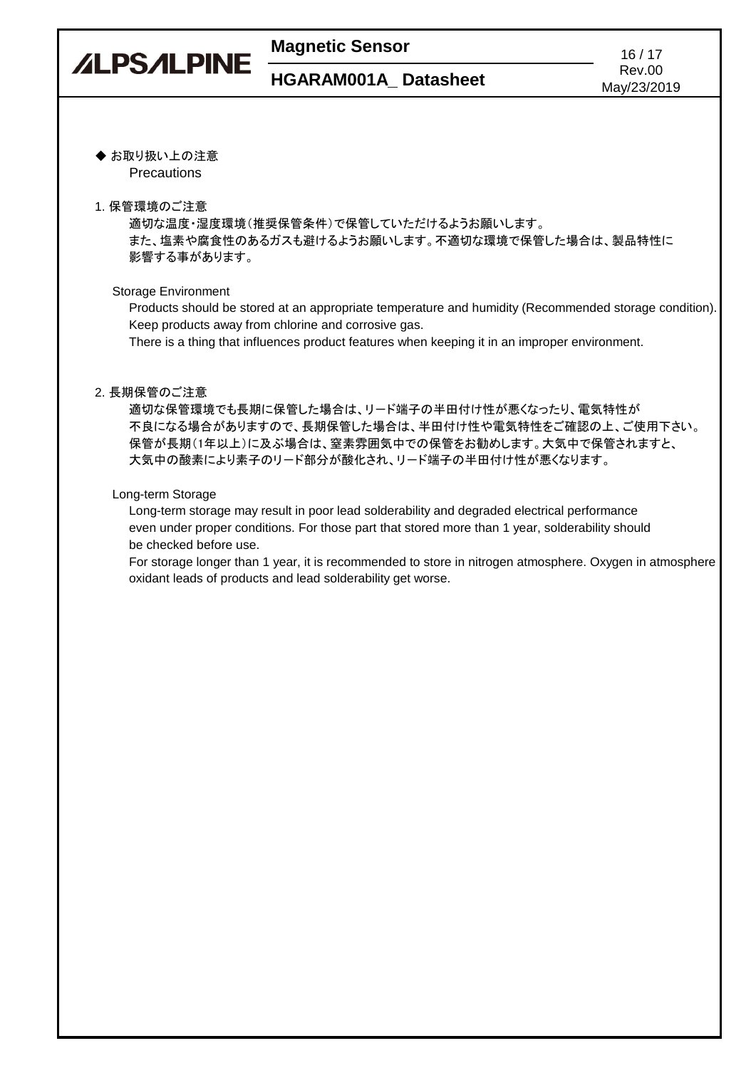## ◆ お取り扱い上の注意
Precautions

1. 保管環境のご注意

適切な温度・湿度環境（推奨保管条件）で保管していただけるようお願いします。
また、塩素や腐食性のあるガスも避けるようお願いします。不適切な環境で保管した場合は、製品特性に影響する事があります。

Storage Environment

Products should be stored at an appropriate temperature and humidity (Recommended storage condition).
Keep products away from chlorine and corrosive gas.
There is a thing that influences product features when keeping it in an improper environment.

2. 長期保管のご注意

適切な保管環境でも長期に保管した場合は、リード端子の半田付け性が悪くなったり、電気特性が不良になる場合がありますので、長期保管した場合は、半田付け性や電気特性をご確認の上、ご使用下さい。
保管が長期（1年以上）に及ぶ場合は、窒素雰囲気中での保管をお勧めします。大気中で保管されますと、大気中の酸素により素子のリード部分が酸化され、リード端子の半田付け性が悪くなります。

Long-term Storage

Long-term storage may result in poor lead solderability and degraded electrical performance even under proper conditions. For those part that stored more than 1 year, solderability should be checked before use.
For storage longer than 1 year, it is recommended to store in nitrogen atmosphere. Oxygen in atmosphere oxidant leads of products and lead solderability get worse.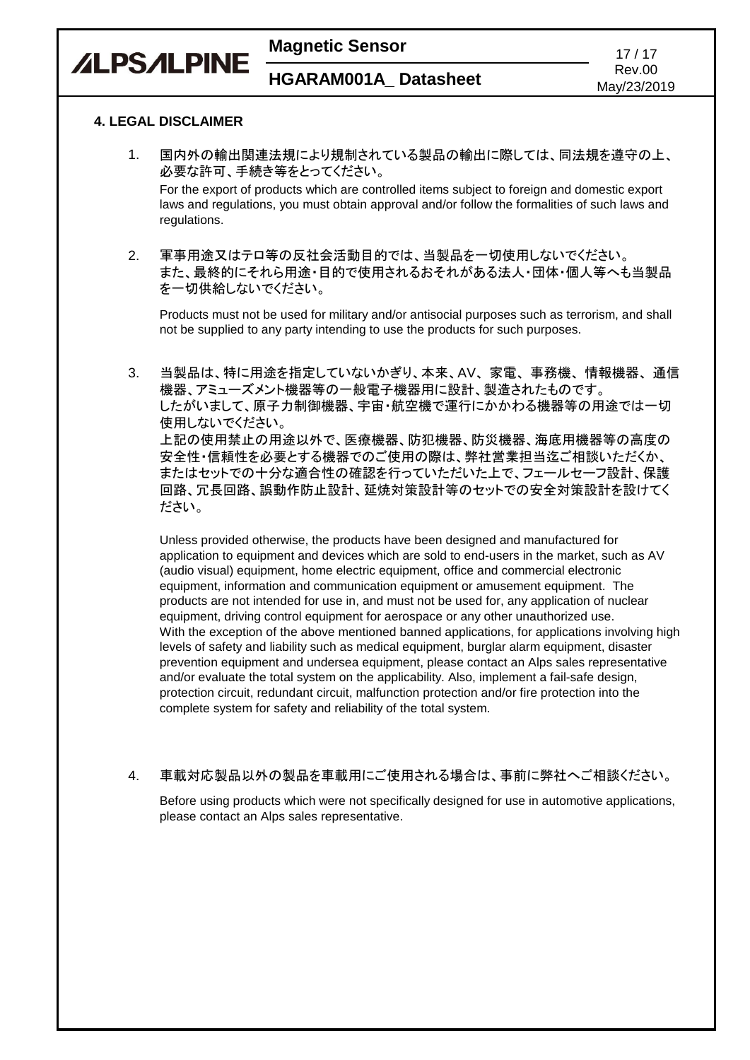## 4. LEGAL DISCLAIMER

1. 国内外の輸出関連法規により規制されている製品の輸出に際しては、同法規を遵守の上、必要な許可、手続き等をとってください。

   For the export of products which are controlled items subject to foreign and domestic export laws and regulations, you must obtain approval and/or follow the formalities of such laws and regulations.

2. 軍事用途又はテロ等の反社会活動目的では、当製品を一切使用しないでください。
   また、最終的にそれら用途・目的で使用されるおそれがある法人・団体・個人等へも当製品を一切供給しないでください。

   Products must not be used for military and/or antisocial purposes such as terrorism, and shall not be supplied to any party intending to use the products for such purposes.

3. 当製品は、特に用途を指定していないかぎり、本来、AV、家電、事務機、情報機器、通信機器、アミューズメント機器等の一般電子機器用に設計、製造されたものです。
   したがいまして、原子力制御機器、宇宙・航空機で運行にかかわる機器等の用途では一切使用しないでください。
   上記の使用禁止の用途以外で、医療機器、防犯機器、防災機器、海底用機器等の高度の安全性・信頼性を必要とする機器でのご使用の際は、弊社営業担当迄ご相談いただくか、またはセットでの十分な適合性の確認を行っていただいた上で、フェールセーフ設計、保護回路、冗長回路、誤動作防止設計、延焼対策設計等のセットでの安全対策設計を設けてください。

   Unless provided otherwise, the products have been designed and manufactured for application to equipment and devices which are sold to end-users in the market, such as AV (audio visual) equipment, home electric equipment, office and commercial electronic equipment, information and communication equipment or amusement equipment. The products are not intended for use in, and must not be used for, any application of nuclear equipment, driving control equipment for aerospace or any other unauthorized use.
   With the exception of the above mentioned banned applications, for applications involving high levels of safety and liability such as medical equipment, burglar alarm equipment, disaster prevention equipment and undersea equipment, please contact an Alps sales representative and/or evaluate the total system on the applicability. Also, implement a fail-safe design, protection circuit, redundant circuit, malfunction protection and/or fire protection into the complete system for safety and reliability of the total system.

4. 車載対応製品以外の製品を車載用にご使用される場合は、事前に弊社へご相談ください。

   Before using products which were not specifically designed for use in automotive applications, please contact an Alps sales representative.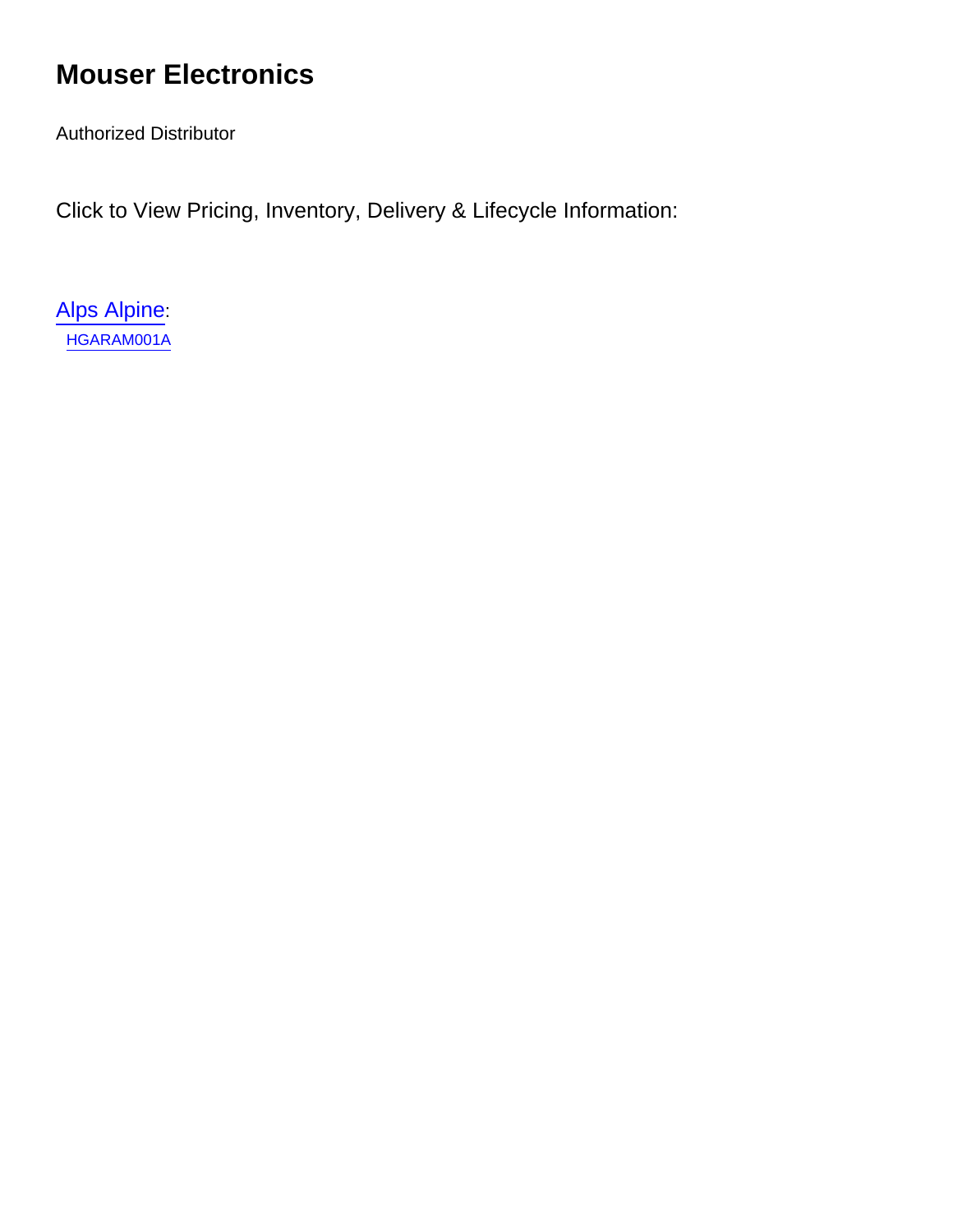# Mouser Electronics

Authorized Distributor

Click to View Pricing, Inventory, Delivery & Lifecycle Information:

Alps Alpine:

HGARAM001A